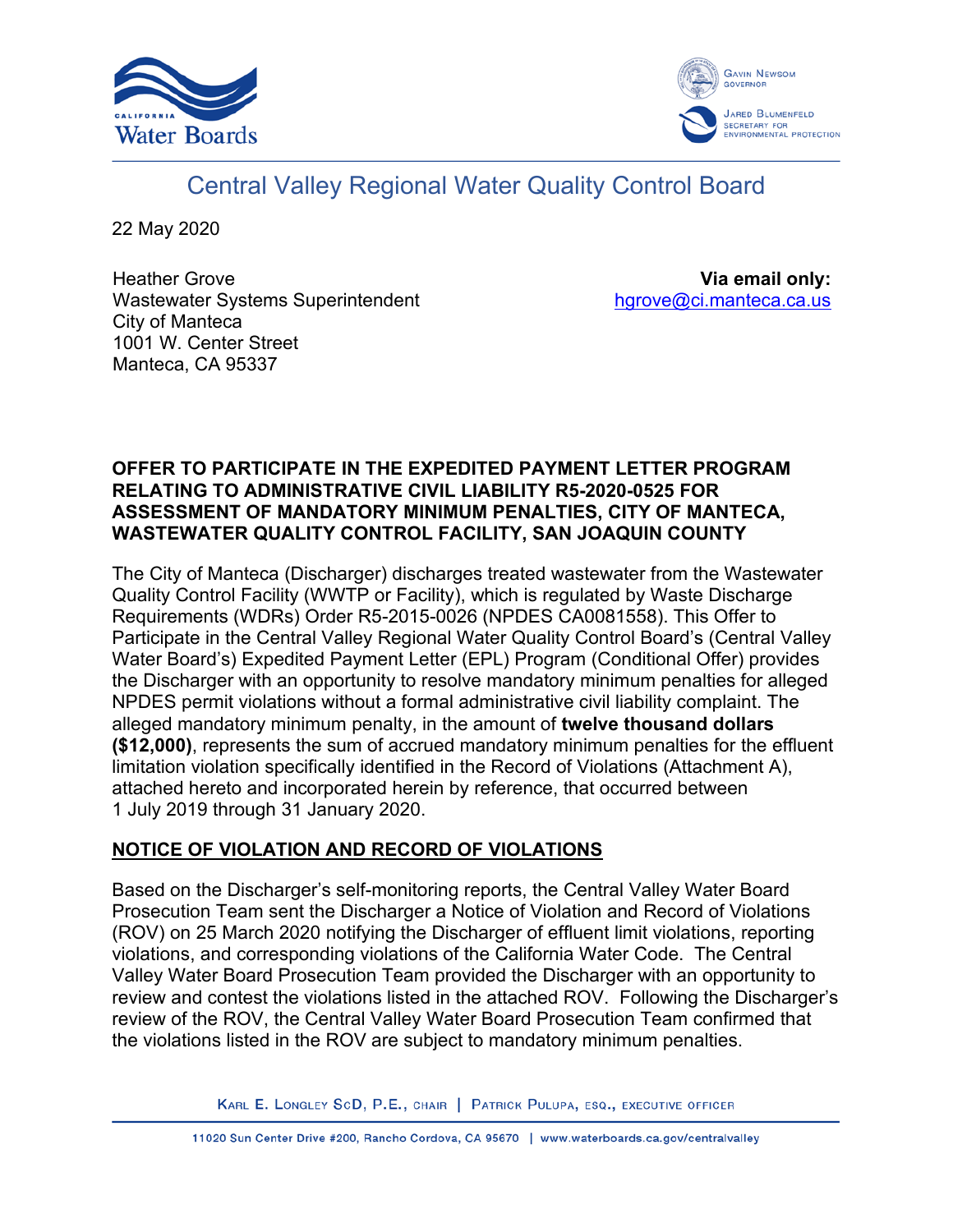# Central Valley Regional Water Quality Control Board

22 May 2020

Heather Grove
Wastewater Systems Superintendent
City of Manteca
1001 W. Center Street
Manteca, CA 95337

**Via email only:**
hgrove@ci.manteca.ca.us

**OFFER TO PARTICIPATE IN THE EXPEDITED PAYMENT LETTER PROGRAM RELATING TO ADMINISTRATIVE CIVIL LIABILITY R5-2020-0525 FOR ASSESSMENT OF MANDATORY MINIMUM PENALTIES, CITY OF MANTECA, WASTEWATER QUALITY CONTROL FACILITY, SAN JOAQUIN COUNTY**

The City of Manteca (Discharger) discharges treated wastewater from the Wastewater Quality Control Facility (WWTP or Facility), which is regulated by Waste Discharge Requirements (WDRs) Order R5-2015-0026 (NPDES CA0081558). This Offer to Participate in the Central Valley Regional Water Quality Control Board's (Central Valley Water Board's) Expedited Payment Letter (EPL) Program (Conditional Offer) provides the Discharger with an opportunity to resolve mandatory minimum penalties for alleged NPDES permit violations without a formal administrative civil liability complaint. The alleged mandatory minimum penalty, in the amount of **twelve thousand dollars ($12,000)**, represents the sum of accrued mandatory minimum penalties for the effluent limitation violation specifically identified in the Record of Violations (Attachment A), attached hereto and incorporated herein by reference, that occurred between 1 July 2019 through 31 January 2020.

## NOTICE OF VIOLATION AND RECORD OF VIOLATIONS

Based on the Discharger's self-monitoring reports, the Central Valley Water Board Prosecution Team sent the Discharger a Notice of Violation and Record of Violations (ROV) on 25 March 2020 notifying the Discharger of effluent limit violations, reporting violations, and corresponding violations of the California Water Code. The Central Valley Water Board Prosecution Team provided the Discharger with an opportunity to review and contest the violations listed in the attached ROV. Following the Discharger's review of the ROV, the Central Valley Water Board Prosecution Team confirmed that the violations listed in the ROV are subject to mandatory minimum penalties.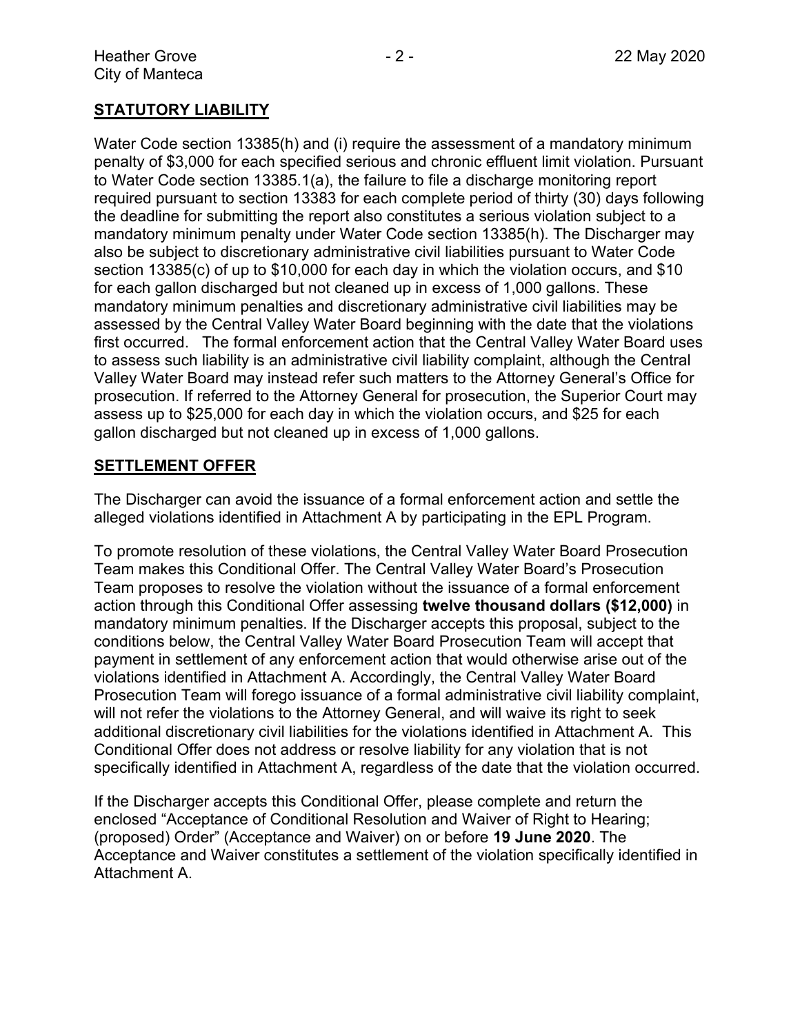## STATUTORY LIABILITY

Water Code section 13385(h) and (i) require the assessment of a mandatory minimum penalty of $3,000 for each specified serious and chronic effluent limit violation. Pursuant to Water Code section 13385.1(a), the failure to file a discharge monitoring report required pursuant to section 13383 for each complete period of thirty (30) days following the deadline for submitting the report also constitutes a serious violation subject to a mandatory minimum penalty under Water Code section 13385(h). The Discharger may also be subject to discretionary administrative civil liabilities pursuant to Water Code section 13385(c) of up to $10,000 for each day in which the violation occurs, and $10 for each gallon discharged but not cleaned up in excess of 1,000 gallons. These mandatory minimum penalties and discretionary administrative civil liabilities may be assessed by the Central Valley Water Board beginning with the date that the violations first occurred. The formal enforcement action that the Central Valley Water Board uses to assess such liability is an administrative civil liability complaint, although the Central Valley Water Board may instead refer such matters to the Attorney General's Office for prosecution. If referred to the Attorney General for prosecution, the Superior Court may assess up to $25,000 for each day in which the violation occurs, and $25 for each gallon discharged but not cleaned up in excess of 1,000 gallons.

## SETTLEMENT OFFER

The Discharger can avoid the issuance of a formal enforcement action and settle the alleged violations identified in Attachment A by participating in the EPL Program.

To promote resolution of these violations, the Central Valley Water Board Prosecution Team makes this Conditional Offer. The Central Valley Water Board's Prosecution Team proposes to resolve the violation without the issuance of a formal enforcement action through this Conditional Offer assessing **twelve thousand dollars ($12,000)** in mandatory minimum penalties. If the Discharger accepts this proposal, subject to the conditions below, the Central Valley Water Board Prosecution Team will accept that payment in settlement of any enforcement action that would otherwise arise out of the violations identified in Attachment A. Accordingly, the Central Valley Water Board Prosecution Team will forego issuance of a formal administrative civil liability complaint, will not refer the violations to the Attorney General, and will waive its right to seek additional discretionary civil liabilities for the violations identified in Attachment A. This Conditional Offer does not address or resolve liability for any violation that is not specifically identified in Attachment A, regardless of the date that the violation occurred.

If the Discharger accepts this Conditional Offer, please complete and return the enclosed "Acceptance of Conditional Resolution and Waiver of Right to Hearing; (proposed) Order" (Acceptance and Waiver) on or before **19 June 2020**. The Acceptance and Waiver constitutes a settlement of the violation specifically identified in Attachment A.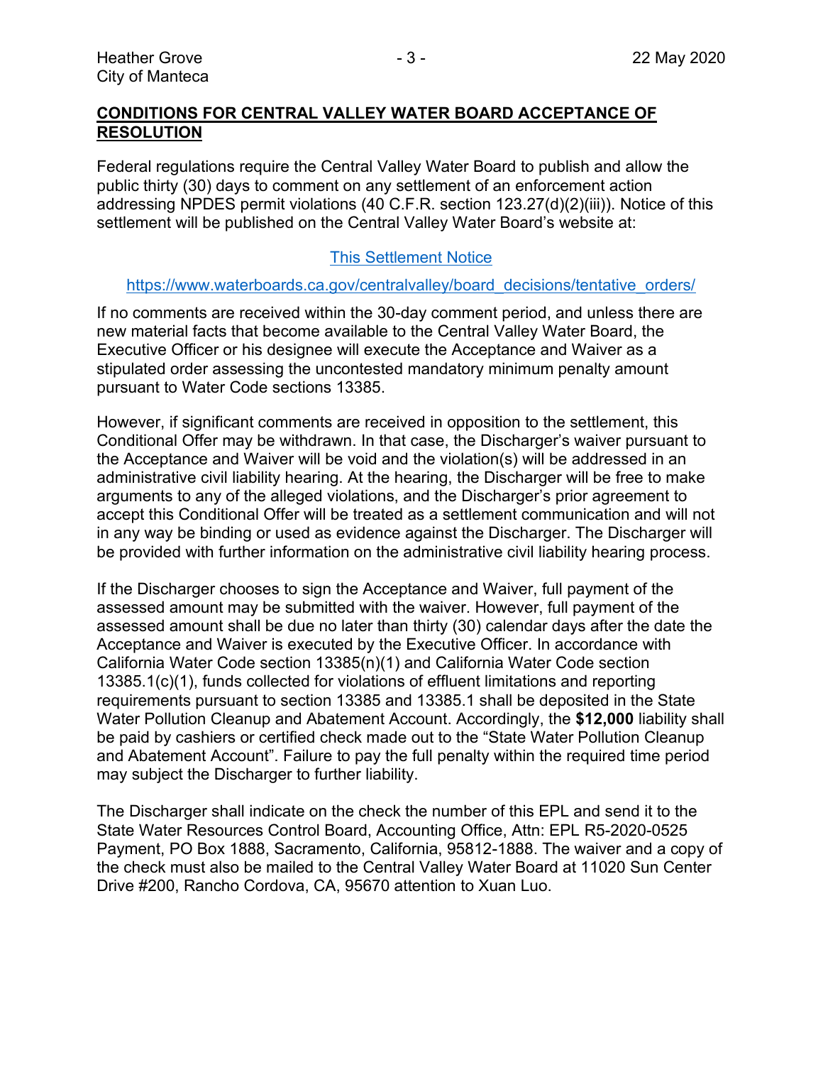**CONDITIONS FOR CENTRAL VALLEY WATER BOARD ACCEPTANCE OF RESOLUTION**

Federal regulations require the Central Valley Water Board to publish and allow the public thirty (30) days to comment on any settlement of an enforcement action addressing NPDES permit violations (40 C.F.R. section 123.27(d)(2)(iii)). Notice of this settlement will be published on the Central Valley Water Board's website at:

[This Settlement Notice](https://www.waterboards.ca.gov/centralvalley/board_decisions/tentative_orders/)

https://www.waterboards.ca.gov/centralvalley/board_decisions/tentative_orders/

If no comments are received within the 30-day comment period, and unless there are new material facts that become available to the Central Valley Water Board, the Executive Officer or his designee will execute the Acceptance and Waiver as a stipulated order assessing the uncontested mandatory minimum penalty amount pursuant to Water Code sections 13385.

However, if significant comments are received in opposition to the settlement, this Conditional Offer may be withdrawn. In that case, the Discharger's waiver pursuant to the Acceptance and Waiver will be void and the violation(s) will be addressed in an administrative civil liability hearing. At the hearing, the Discharger will be free to make arguments to any of the alleged violations, and the Discharger's prior agreement to accept this Conditional Offer will be treated as a settlement communication and will not in any way be binding or used as evidence against the Discharger. The Discharger will be provided with further information on the administrative civil liability hearing process.

If the Discharger chooses to sign the Acceptance and Waiver, full payment of the assessed amount may be submitted with the waiver. However, full payment of the assessed amount shall be due no later than thirty (30) calendar days after the date the Acceptance and Waiver is executed by the Executive Officer. In accordance with California Water Code section 13385(n)(1) and California Water Code section 13385.1(c)(1), funds collected for violations of effluent limitations and reporting requirements pursuant to section 13385 and 13385.1 shall be deposited in the State Water Pollution Cleanup and Abatement Account. Accordingly, the **$12,000** liability shall be paid by cashiers or certified check made out to the "State Water Pollution Cleanup and Abatement Account". Failure to pay the full penalty within the required time period may subject the Discharger to further liability.

The Discharger shall indicate on the check the number of this EPL and send it to the State Water Resources Control Board, Accounting Office, Attn: EPL R5-2020-0525 Payment, PO Box 1888, Sacramento, California, 95812-1888. The waiver and a copy of the check must also be mailed to the Central Valley Water Board at 11020 Sun Center Drive #200, Rancho Cordova, CA, 95670 attention to Xuan Luo.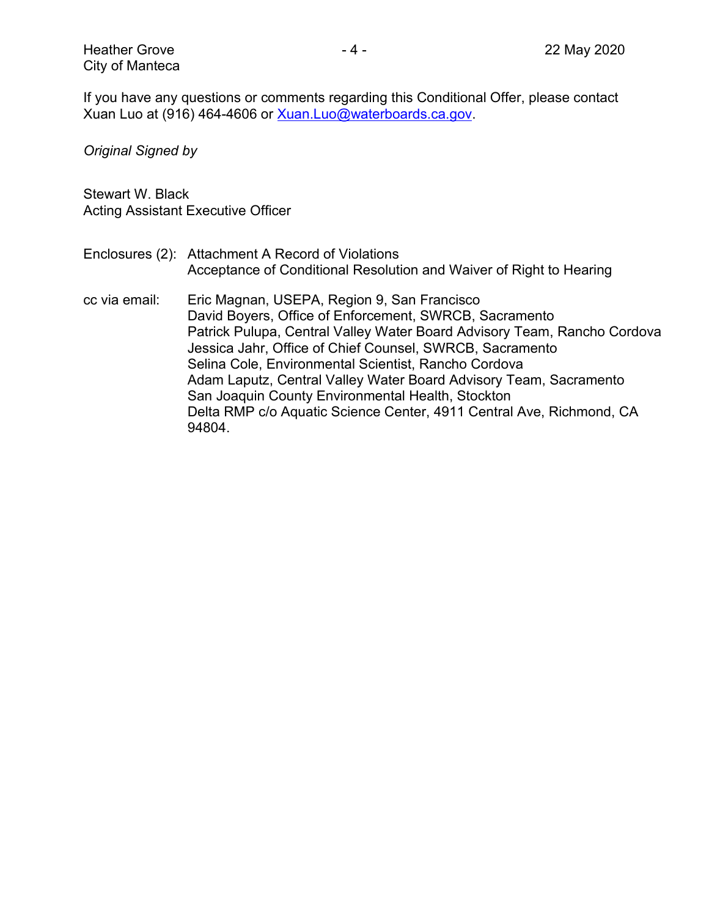If you have any questions or comments regarding this Conditional Offer, please contact Xuan Luo at (916) 464-4606 or [Xuan.Luo@waterboards.ca.gov](mailto:Xuan.Luo@waterboards.ca.gov).

*Original Signed by*

Stewart W. Black
Acting Assistant Executive Officer

Enclosures (2): Attachment A Record of Violations
Acceptance of Conditional Resolution and Waiver of Right to Hearing

cc via email: Eric Magnan, USEPA, Region 9, San Francisco
David Boyers, Office of Enforcement, SWRCB, Sacramento
Patrick Pulupa, Central Valley Water Board Advisory Team, Rancho Cordova
Jessica Jahr, Office of Chief Counsel, SWRCB, Sacramento
Selina Cole, Environmental Scientist, Rancho Cordova
Adam Laputz, Central Valley Water Board Advisory Team, Sacramento
San Joaquin County Environmental Health, Stockton
Delta RMP c/o Aquatic Science Center, 4911 Central Ave, Richmond, CA 94804.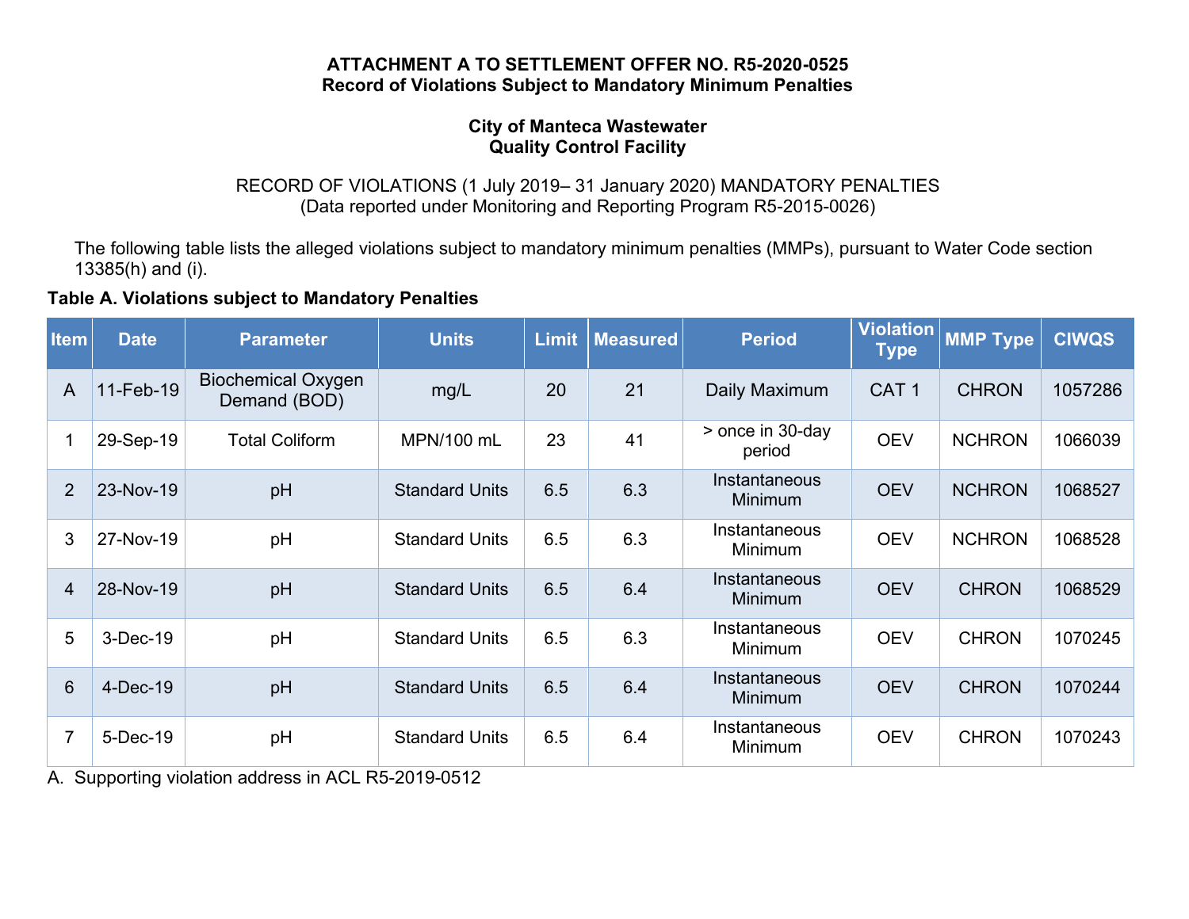**ATTACHMENT A TO SETTLEMENT OFFER NO. R5-2020-0525**
**Record of Violations Subject to Mandatory Minimum Penalties**

**City of Manteca Wastewater**
**Quality Control Facility**

RECORD OF VIOLATIONS (1 July 2019– 31 January 2020) MANDATORY PENALTIES
(Data reported under Monitoring and Reporting Program R5-2015-0026)

The following table lists the alleged violations subject to mandatory minimum penalties (MMPs), pursuant to Water Code section 13385(h) and (i).

**Table A. Violations subject to Mandatory Penalties**

| Item | Date | Parameter | Units | Limit | Measured | Period | Violation Type | MMP Type | CIWQS |
|---|---|---|---|---|---|---|---|---|---|
| A | 11-Feb-19 | Biochemical Oxygen Demand (BOD) | mg/L | 20 | 21 | Daily Maximum | CAT 1 | CHRON | 1057286 |
| 1 | 29-Sep-19 | Total Coliform | MPN/100 mL | 23 | 41 | > once in 30-day period | OEV | NCHRON | 1066039 |
| 2 | 23-Nov-19 | pH | Standard Units | 6.5 | 6.3 | Instantaneous Minimum | OEV | NCHRON | 1068527 |
| 3 | 27-Nov-19 | pH | Standard Units | 6.5 | 6.3 | Instantaneous Minimum | OEV | NCHRON | 1068528 |
| 4 | 28-Nov-19 | pH | Standard Units | 6.5 | 6.4 | Instantaneous Minimum | OEV | CHRON | 1068529 |
| 5 | 3-Dec-19 | pH | Standard Units | 6.5 | 6.3 | Instantaneous Minimum | OEV | CHRON | 1070245 |
| 6 | 4-Dec-19 | pH | Standard Units | 6.5 | 6.4 | Instantaneous Minimum | OEV | CHRON | 1070244 |
| 7 | 5-Dec-19 | pH | Standard Units | 6.5 | 6.4 | Instantaneous Minimum | OEV | CHRON | 1070243 |

A. Supporting violation address in ACL R5-2019-0512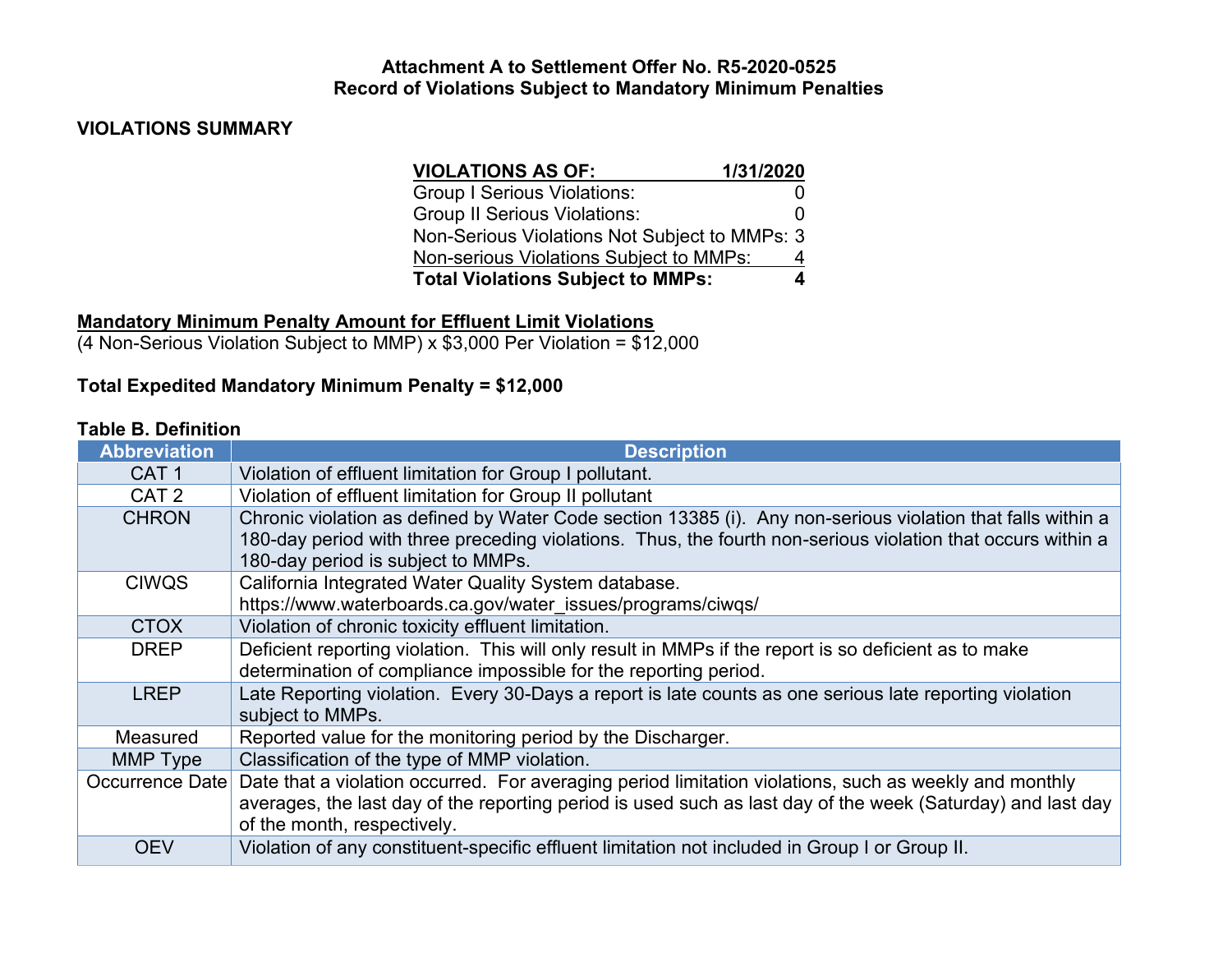**Attachment A to Settlement Offer No. R5-2020-0525**
**Record of Violations Subject to Mandatory Minimum Penalties**

## VIOLATIONS SUMMARY

| VIOLATIONS AS OF: | 1/31/2020 |
|---|---|
| Group I Serious Violations: | 0 |
| Group II Serious Violations: | 0 |
| Non-Serious Violations Not Subject to MMPs: | 3 |
| Non-serious Violations Subject to MMPs: | 4 |
| **Total Violations Subject to MMPs:** | **4** |

**Mandatory Minimum Penalty Amount for Effluent Limit Violations**
(4 Non-Serious Violation Subject to MMP) x $3,000 Per Violation = $12,000

**Total Expedited Mandatory Minimum Penalty = $12,000**

**Table B. Definition**

| Abbreviation | Description |
|---|---|
| CAT 1 | Violation of effluent limitation for Group I pollutant. |
| CAT 2 | Violation of effluent limitation for Group II pollutant |
| CHRON | Chronic violation as defined by Water Code section 13385 (i). Any non-serious violation that falls within a 180-day period with three preceding violations. Thus, the fourth non-serious violation that occurs within a 180-day period is subject to MMPs. |
| CIWQS | California Integrated Water Quality System database. https://www.waterboards.ca.gov/water_issues/programs/ciwqs/ |
| CTOX | Violation of chronic toxicity effluent limitation. |
| DREP | Deficient reporting violation. This will only result in MMPs if the report is so deficient as to make determination of compliance impossible for the reporting period. |
| LREP | Late Reporting violation. Every 30-Days a report is late counts as one serious late reporting violation subject to MMPs. |
| Measured | Reported value for the monitoring period by the Discharger. |
| MMP Type | Classification of the type of MMP violation. |
| Occurrence Date | Date that a violation occurred. For averaging period limitation violations, such as weekly and monthly averages, the last day of the reporting period is used such as last day of the week (Saturday) and last day of the month, respectively. |
| OEV | Violation of any constituent-specific effluent limitation not included in Group I or Group II. |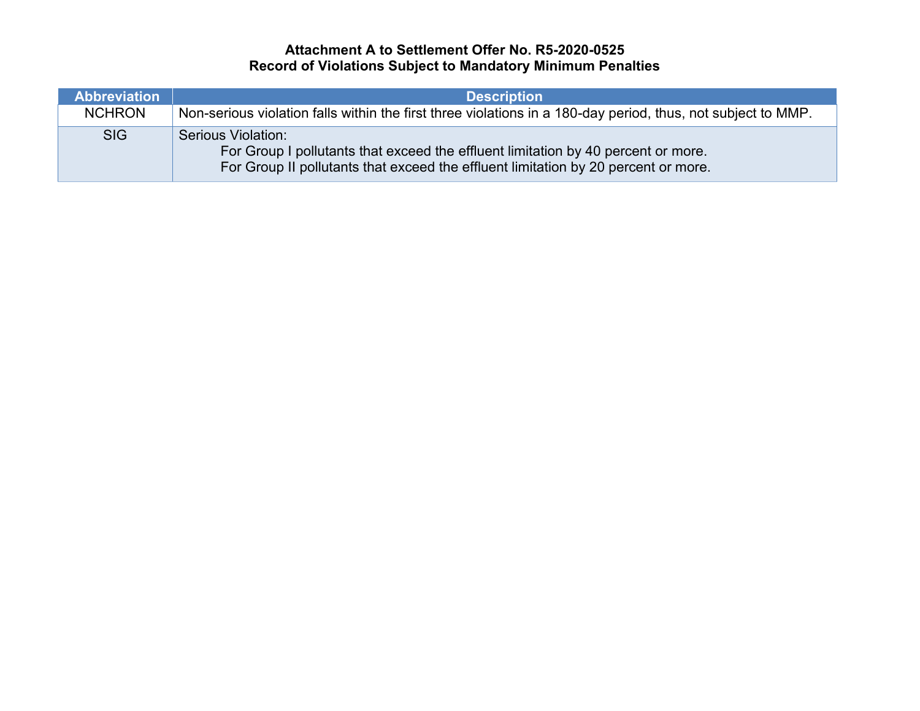**Attachment A to Settlement Offer No. R5-2020-0525**
**Record of Violations Subject to Mandatory Minimum Penalties**

| Abbreviation | Description |
|---|---|
| NCHRON | Non-serious violation falls within the first three violations in a 180-day period, thus, not subject to MMP. |
| SIG | Serious Violation: For Group I pollutants that exceed the effluent limitation by 40 percent or more. For Group II pollutants that exceed the effluent limitation by 20 percent or more. |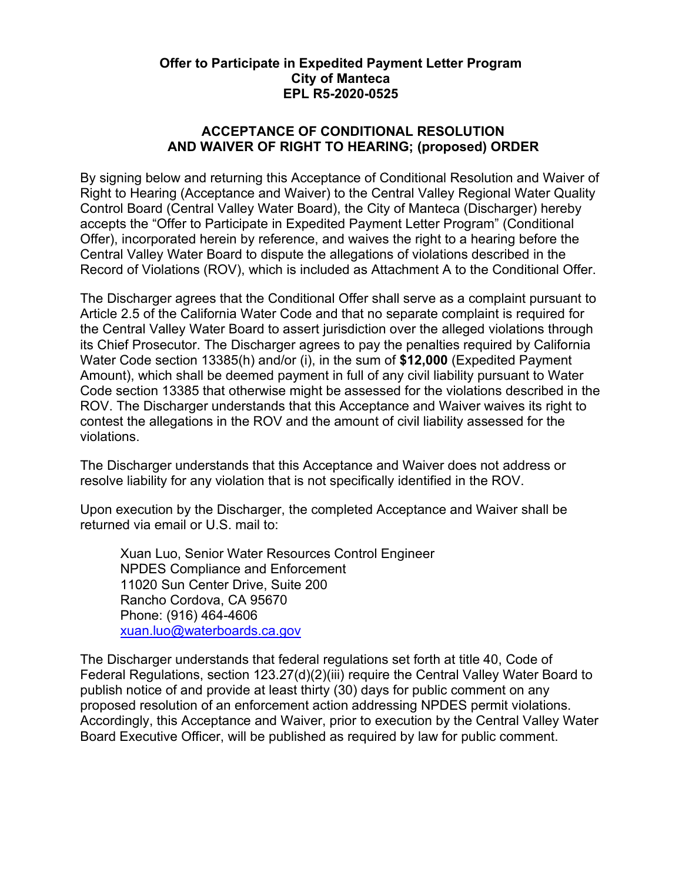**Offer to Participate in Expedited Payment Letter Program**
**City of Manteca**
**EPL R5-2020-0525**

**ACCEPTANCE OF CONDITIONAL RESOLUTION AND WAIVER OF RIGHT TO HEARING; (proposed) ORDER**

By signing below and returning this Acceptance of Conditional Resolution and Waiver of Right to Hearing (Acceptance and Waiver) to the Central Valley Regional Water Quality Control Board (Central Valley Water Board), the City of Manteca (Discharger) hereby accepts the "Offer to Participate in Expedited Payment Letter Program" (Conditional Offer), incorporated herein by reference, and waives the right to a hearing before the Central Valley Water Board to dispute the allegations of violations described in the Record of Violations (ROV), which is included as Attachment A to the Conditional Offer.

The Discharger agrees that the Conditional Offer shall serve as a complaint pursuant to Article 2.5 of the California Water Code and that no separate complaint is required for the Central Valley Water Board to assert jurisdiction over the alleged violations through its Chief Prosecutor. The Discharger agrees to pay the penalties required by California Water Code section 13385(h) and/or (i), in the sum of **$12,000** (Expedited Payment Amount), which shall be deemed payment in full of any civil liability pursuant to Water Code section 13385 that otherwise might be assessed for the violations described in the ROV. The Discharger understands that this Acceptance and Waiver waives its right to contest the allegations in the ROV and the amount of civil liability assessed for the violations.

The Discharger understands that this Acceptance and Waiver does not address or resolve liability for any violation that is not specifically identified in the ROV.

Upon execution by the Discharger, the completed Acceptance and Waiver shall be returned via email or U.S. mail to:

> Xuan Luo, Senior Water Resources Control Engineer
> NPDES Compliance and Enforcement
> 11020 Sun Center Drive, Suite 200
> Rancho Cordova, CA 95670
> Phone: (916) 464-4606
> xuan.luo@waterboards.ca.gov

The Discharger understands that federal regulations set forth at title 40, Code of Federal Regulations, section 123.27(d)(2)(iii) require the Central Valley Water Board to publish notice of and provide at least thirty (30) days for public comment on any proposed resolution of an enforcement action addressing NPDES permit violations. Accordingly, this Acceptance and Waiver, prior to execution by the Central Valley Water Board Executive Officer, will be published as required by law for public comment.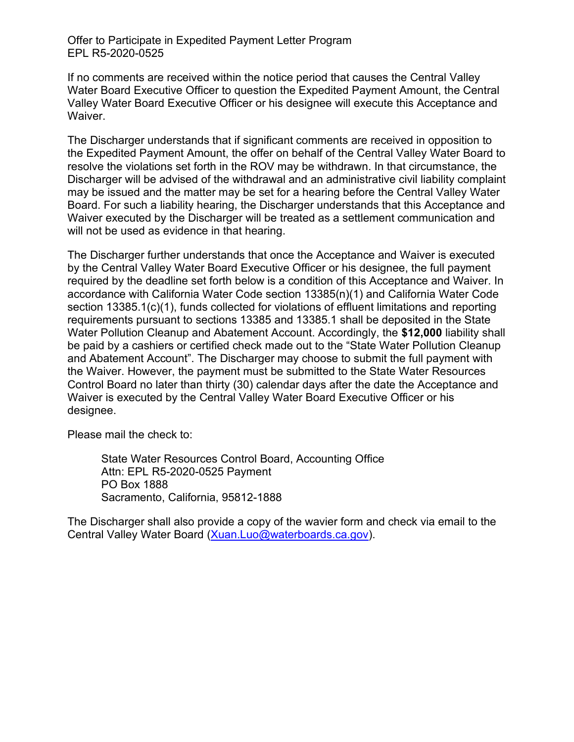If no comments are received within the notice period that causes the Central Valley Water Board Executive Officer to question the Expedited Payment Amount, the Central Valley Water Board Executive Officer or his designee will execute this Acceptance and Waiver.

The Discharger understands that if significant comments are received in opposition to the Expedited Payment Amount, the offer on behalf of the Central Valley Water Board to resolve the violations set forth in the ROV may be withdrawn. In that circumstance, the Discharger will be advised of the withdrawal and an administrative civil liability complaint may be issued and the matter may be set for a hearing before the Central Valley Water Board. For such a liability hearing, the Discharger understands that this Acceptance and Waiver executed by the Discharger will be treated as a settlement communication and will not be used as evidence in that hearing.

The Discharger further understands that once the Acceptance and Waiver is executed by the Central Valley Water Board Executive Officer or his designee, the full payment required by the deadline set forth below is a condition of this Acceptance and Waiver. In accordance with California Water Code section 13385(n)(1) and California Water Code section 13385.1(c)(1), funds collected for violations of effluent limitations and reporting requirements pursuant to sections 13385 and 13385.1 shall be deposited in the State Water Pollution Cleanup and Abatement Account. Accordingly, the **$12,000** liability shall be paid by a cashiers or certified check made out to the "State Water Pollution Cleanup and Abatement Account". The Discharger may choose to submit the full payment with the Waiver. However, the payment must be submitted to the State Water Resources Control Board no later than thirty (30) calendar days after the date the Acceptance and Waiver is executed by the Central Valley Water Board Executive Officer or his designee.

Please mail the check to:

> State Water Resources Control Board, Accounting Office
> Attn: EPL R5-2020-0525 Payment
> PO Box 1888
> Sacramento, California, 95812-1888

The Discharger shall also provide a copy of the wavier form and check via email to the Central Valley Water Board (Xuan.Luo@waterboards.ca.gov).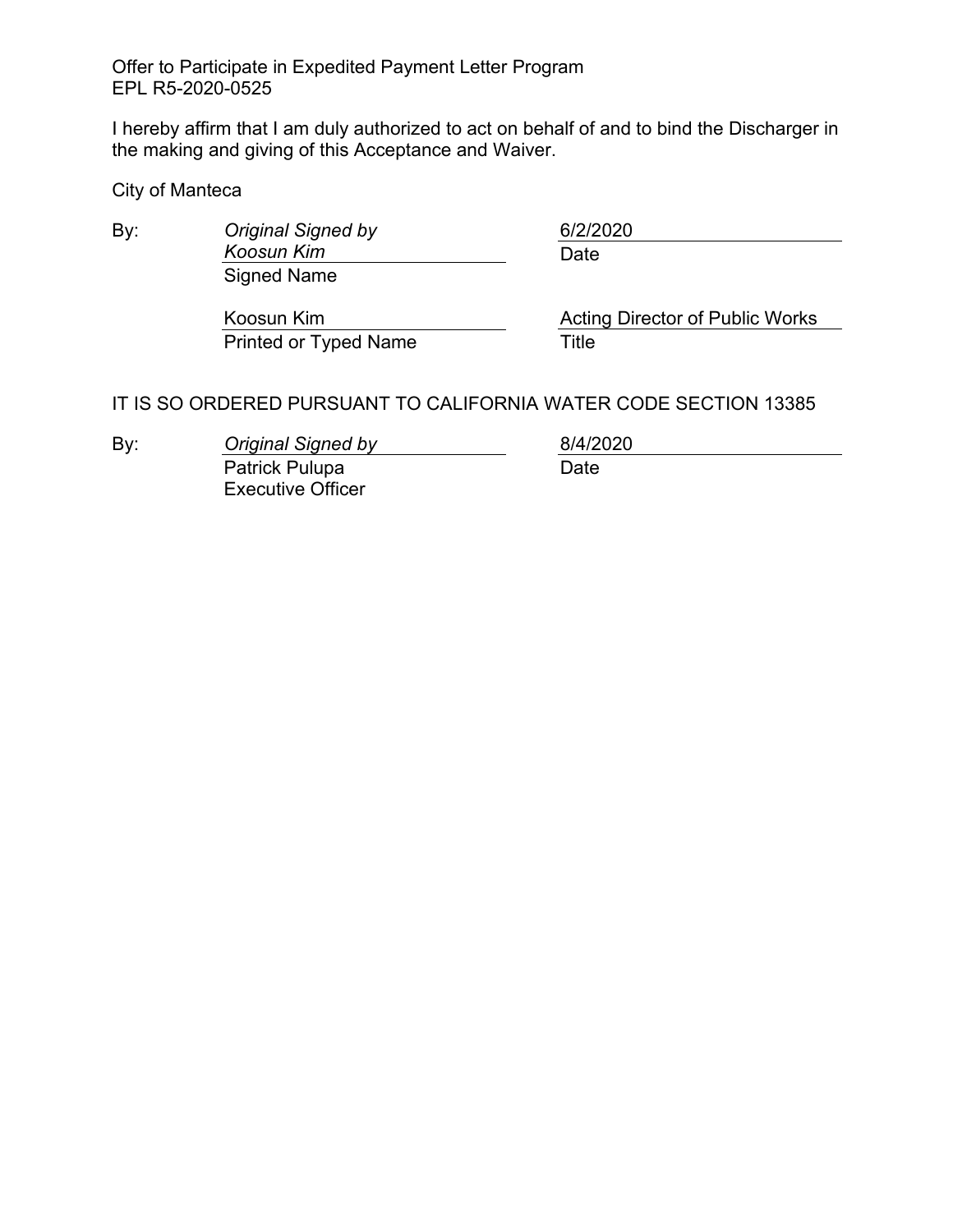Offer to Participate in Expedited Payment Letter Program
EPL R5-2020-0525

I hereby affirm that I am duly authorized to act on behalf of and to bind the Discharger in the making and giving of this Acceptance and Waiver.

City of Manteca

By: *Original Signed by Koosun Kim*
Signed Name

6/2/2020
Date

Koosun Kim
Printed or Typed Name

Acting Director of Public Works
Title

IT IS SO ORDERED PURSUANT TO CALIFORNIA WATER CODE SECTION 13385

By: *Original Signed by*
Patrick Pulupa
Executive Officer

8/4/2020
Date